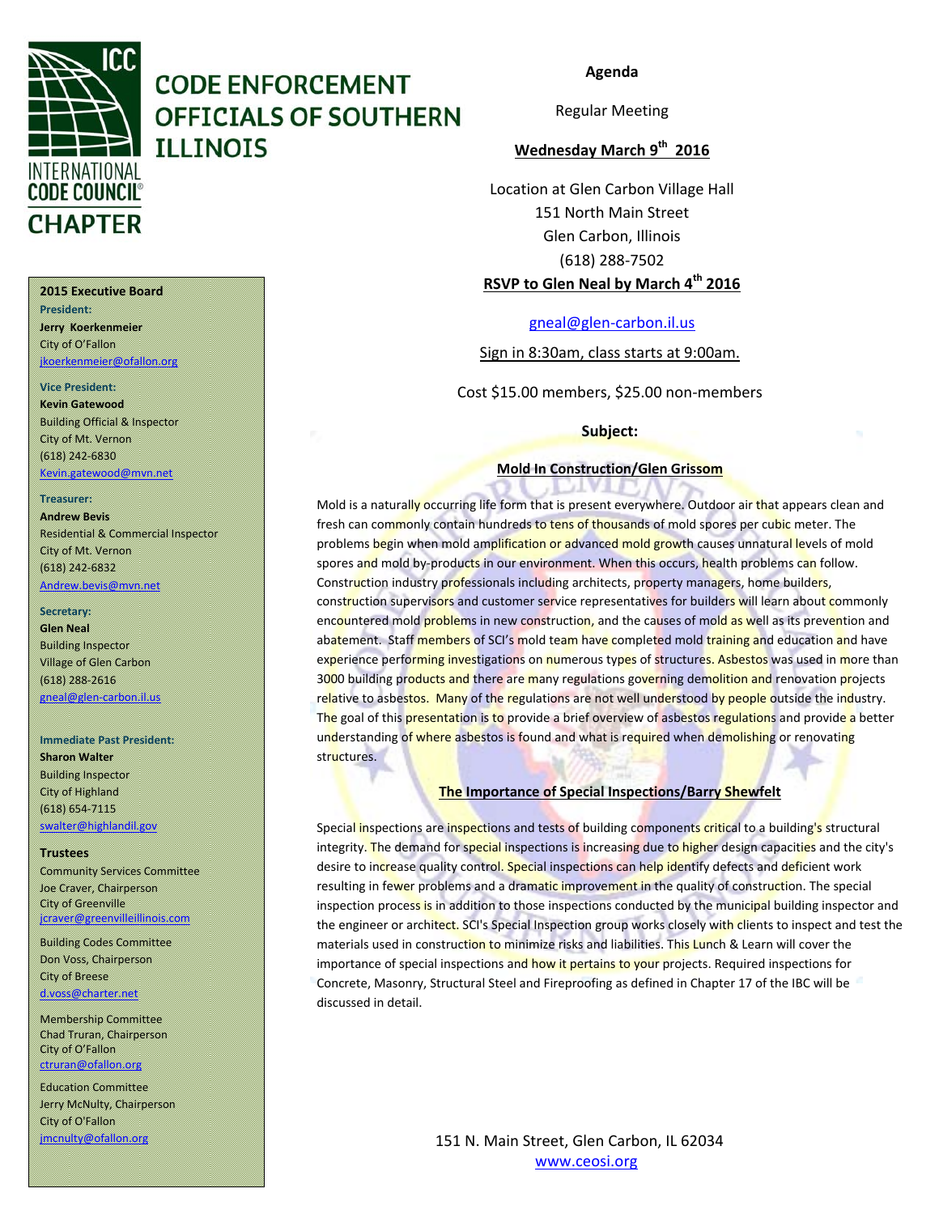# CODE ENFORCEMENT OFFICIALS OF SOUTHERN ILLINOIS

INTERNATIONAL CODE COUNCIL CHAPTER

**2015 Executive Board**

**President:**
**Jerry Koerkenmeier**
City of O'Fallon
jkoerkenmeier@ofallon.org

**Vice President:**
**Kevin Gatewood**
Building Official & Inspector
City of Mt. Vernon
(618) 242-6830
Kevin.gatewood@mvn.net

**Treasurer:**
**Andrew Bevis**
Residential & Commercial Inspector
City of Mt. Vernon
(618) 242-6832
Andrew.bevis@mvn.net

**Secretary:**
**Glen Neal**
Building Inspector
Village of Glen Carbon
(618) 288-2616
gneal@glen-carbon.il.us

**Immediate Past President:**
**Sharon Walter**
Building Inspector
City of Highland
(618) 654-7115
swalter@highlandil.gov

**Trustees**

Community Services Committee
Joe Craver, Chairperson
City of Greenville
jcraver@greenvilleillinois.com

Building Codes Committee
Don Voss, Chairperson
City of Breese
d.voss@charter.net

Membership Committee
Chad Truran, Chairperson
City of O'Fallon
ctruran@ofallon.org

Education Committee
Jerry McNulty, Chairperson
City of O'Fallon
jmcnulty@ofallon.org

## Agenda

Regular Meeting

**Wednesday March 9th 2016**

Location at Glen Carbon Village Hall
151 North Main Street
Glen Carbon, Illinois
(618) 288-7502

**RSVP to Glen Neal by March 4th 2016**

gneal@glen-carbon.il.us

Sign in 8:30am, class starts at 9:00am.

Cost $15.00 members, $25.00 non-members

**Subject:**

### Mold In Construction/Glen Grissom

Mold is a naturally occurring life form that is present everywhere. Outdoor air that appears clean and fresh can commonly contain hundreds to tens of thousands of mold spores per cubic meter. The problems begin when mold amplification or advanced mold growth causes unnatural levels of mold spores and mold by-products in our environment. When this occurs, health problems can follow. Construction industry professionals including architects, property managers, home builders, construction supervisors and customer service representatives for builders will learn about commonly encountered mold problems in new construction, and the causes of mold as well as its prevention and abatement. Staff members of SCI's mold team have completed mold training and education and have experience performing investigations on numerous types of structures. Asbestos was used in more than 3000 building products and there are many regulations governing demolition and renovation projects relative to asbestos. Many of the regulations are not well understood by people outside the industry. The goal of this presentation is to provide a brief overview of asbestos regulations and provide a better understanding of where asbestos is found and what is required when demolishing or renovating structures.

### The Importance of Special Inspections/Barry Shewfelt

Special inspections are inspections and tests of building components critical to a building's structural integrity. The demand for special inspections is increasing due to higher design capacities and the city's desire to increase quality control. Special inspections can help identify defects and deficient work resulting in fewer problems and a dramatic improvement in the quality of construction. The special inspection process is in addition to those inspections conducted by the municipal building inspector and the engineer or architect. SCI's Special Inspection group works closely with clients to inspect and test the materials used in construction to minimize risks and liabilities. This Lunch & Learn will cover the importance of special inspections and how it pertains to your projects. Required inspections for Concrete, Masonry, Structural Steel and Fireproofing as defined in Chapter 17 of the IBC will be discussed in detail.

151 N. Main Street, Glen Carbon, IL 62034
www.ceosi.org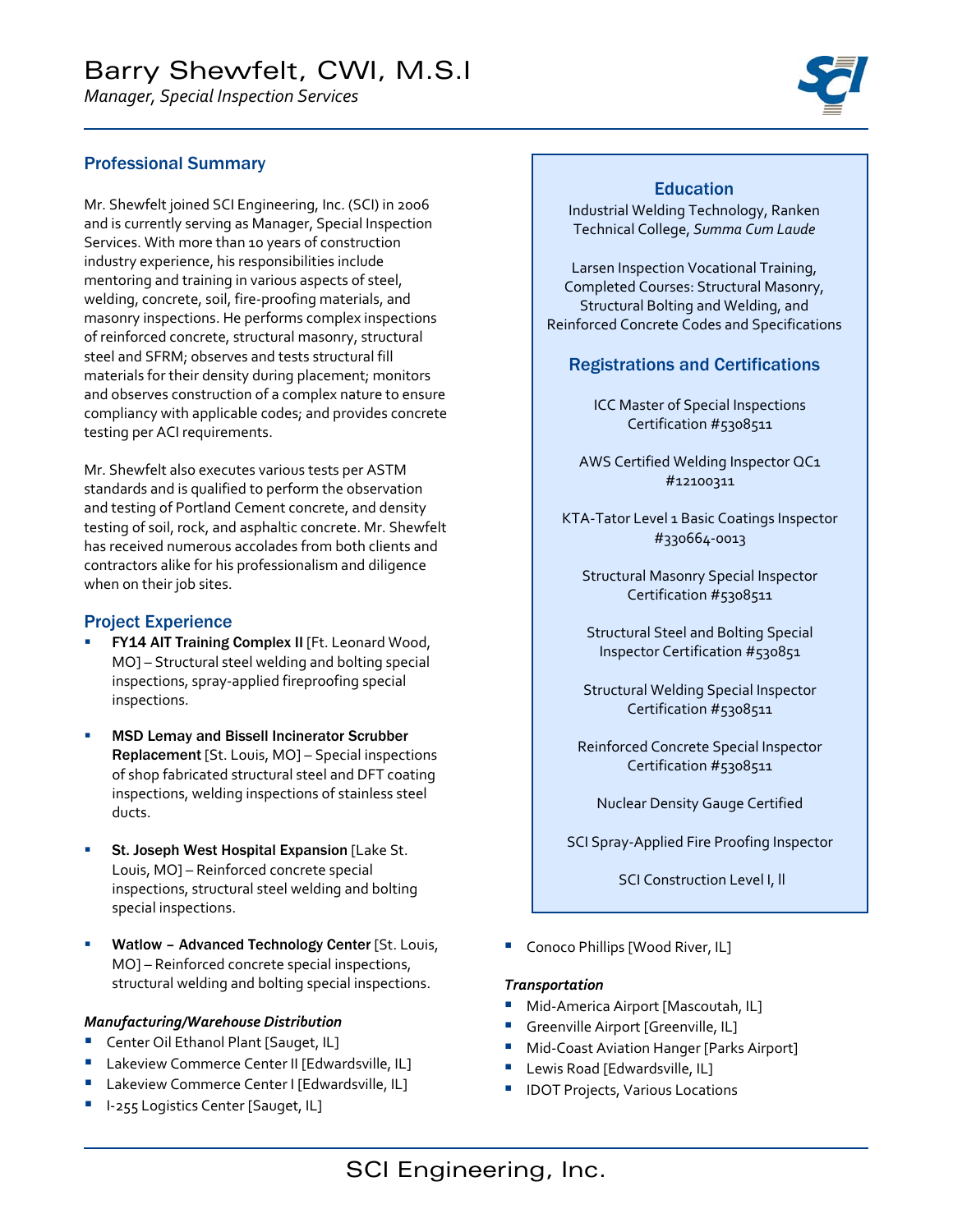# Barry Shewfelt, CWI, M.S.I

*Manager, Special Inspection Services*

## Professional Summary

Mr. Shewfelt joined SCI Engineering, Inc. (SCI) in 2006 and is currently serving as Manager, Special Inspection Services. With more than 10 years of construction industry experience, his responsibilities include mentoring and training in various aspects of steel, welding, concrete, soil, fire-proofing materials, and masonry inspections. He performs complex inspections of reinforced concrete, structural masonry, structural steel and SFRM; observes and tests structural fill materials for their density during placement; monitors and observes construction of a complex nature to ensure compliancy with applicable codes; and provides concrete testing per ACI requirements.

Mr. Shewfelt also executes various tests per ASTM standards and is qualified to perform the observation and testing of Portland Cement concrete, and density testing of soil, rock, and asphaltic concrete. Mr. Shewfelt has received numerous accolades from both clients and contractors alike for his professionalism and diligence when on their job sites.

## Education

Industrial Welding Technology, Ranken Technical College, *Summa Cum Laude*

Larsen Inspection Vocational Training, Completed Courses: Structural Masonry, Structural Bolting and Welding, and Reinforced Concrete Codes and Specifications

## Registrations and Certifications

ICC Master of Special Inspections Certification #5308511

AWS Certified Welding Inspector QC1 #12100311

KTA-Tator Level 1 Basic Coatings Inspector #330664-0013

Structural Masonry Special Inspector Certification #5308511

Structural Steel and Bolting Special Inspector Certification #530851

Structural Welding Special Inspector Certification #5308511

Reinforced Concrete Special Inspector Certification #5308511

Nuclear Density Gauge Certified

SCI Spray-Applied Fire Proofing Inspector

SCI Construction Level I, II

## Project Experience

- **FY14 AIT Training Complex II** [Ft. Leonard Wood, MO] – Structural steel welding and bolting special inspections, spray-applied fireproofing special inspections.
- **MSD Lemay and Bissell Incinerator Scrubber Replacement** [St. Louis, MO] – Special inspections of shop fabricated structural steel and DFT coating inspections, welding inspections of stainless steel ducts.
- **St. Joseph West Hospital Expansion** [Lake St. Louis, MO] – Reinforced concrete special inspections, structural steel welding and bolting special inspections.
- **Watlow – Advanced Technology Center** [St. Louis, MO] – Reinforced concrete special inspections, structural welding and bolting special inspections.

***Manufacturing/Warehouse Distribution***

- Center Oil Ethanol Plant [Sauget, IL]
- Lakeview Commerce Center II [Edwardsville, IL]
- Lakeview Commerce Center I [Edwardsville, IL]
- I-255 Logistics Center [Sauget, IL]
- Conoco Phillips [Wood River, IL]

***Transportation***

- Mid-America Airport [Mascoutah, IL]
- Greenville Airport [Greenville, IL]
- Mid-Coast Aviation Hanger [Parks Airport]
- Lewis Road [Edwardsville, IL]
- IDOT Projects, Various Locations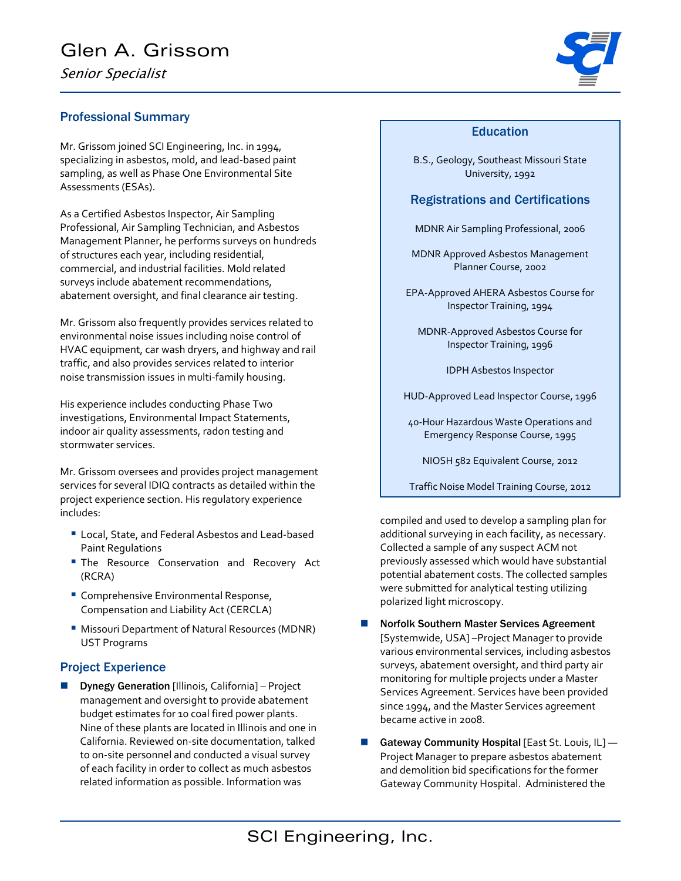# Glen A. Grissom

*Senior Specialist*

## Professional Summary

Mr. Grissom joined SCI Engineering, Inc. in 1994, specializing in asbestos, mold, and lead-based paint sampling, as well as Phase One Environmental Site Assessments (ESAs).

As a Certified Asbestos Inspector, Air Sampling Professional, Air Sampling Technician, and Asbestos Management Planner, he performs surveys on hundreds of structures each year, including residential, commercial, and industrial facilities. Mold related surveys include abatement recommendations, abatement oversight, and final clearance air testing.

Mr. Grissom also frequently provides services related to environmental noise issues including noise control of HVAC equipment, car wash dryers, and highway and rail traffic, and also provides services related to interior noise transmission issues in multi-family housing.

His experience includes conducting Phase Two investigations, Environmental Impact Statements, indoor air quality assessments, radon testing and stormwater services.

Mr. Grissom oversees and provides project management services for several IDIQ contracts as detailed within the project experience section. His regulatory experience includes:

- Local, State, and Federal Asbestos and Lead-based Paint Regulations
- The Resource Conservation and Recovery Act (RCRA)
- Comprehensive Environmental Response, Compensation and Liability Act (CERCLA)
- Missouri Department of Natural Resources (MDNR) UST Programs

## Education

B.S., Geology, Southeast Missouri State University, 1992

## Registrations and Certifications

MDNR Air Sampling Professional, 2006

MDNR Approved Asbestos Management Planner Course, 2002

EPA-Approved AHERA Asbestos Course for Inspector Training, 1994

MDNR-Approved Asbestos Course for Inspector Training, 1996

IDPH Asbestos Inspector

HUD-Approved Lead Inspector Course, 1996

40-Hour Hazardous Waste Operations and Emergency Response Course, 1995

NIOSH 582 Equivalent Course, 2012

Traffic Noise Model Training Course, 2012

## Project Experience

- **Dynegy Generation** [Illinois, California] – Project management and oversight to provide abatement budget estimates for 10 coal fired power plants. Nine of these plants are located in Illinois and one in California. Reviewed on-site documentation, talked to on-site personnel and conducted a visual survey of each facility in order to collect as much asbestos related information as possible. Information was compiled and used to develop a sampling plan for additional surveying in each facility, as necessary. Collected a sample of any suspect ACM not previously assessed which would have substantial potential abatement costs. The collected samples were submitted for analytical testing utilizing polarized light microscopy.

- **Norfolk Southern Master Services Agreement** [Systemwide, USA] –Project Manager to provide various environmental services, including asbestos surveys, abatement oversight, and third party air monitoring for multiple projects under a Master Services Agreement. Services have been provided since 1994, and the Master Services agreement became active in 2008.

- **Gateway Community Hospital** [East St. Louis, IL] — Project Manager to prepare asbestos abatement and demolition bid specifications for the former Gateway Community Hospital. Administered the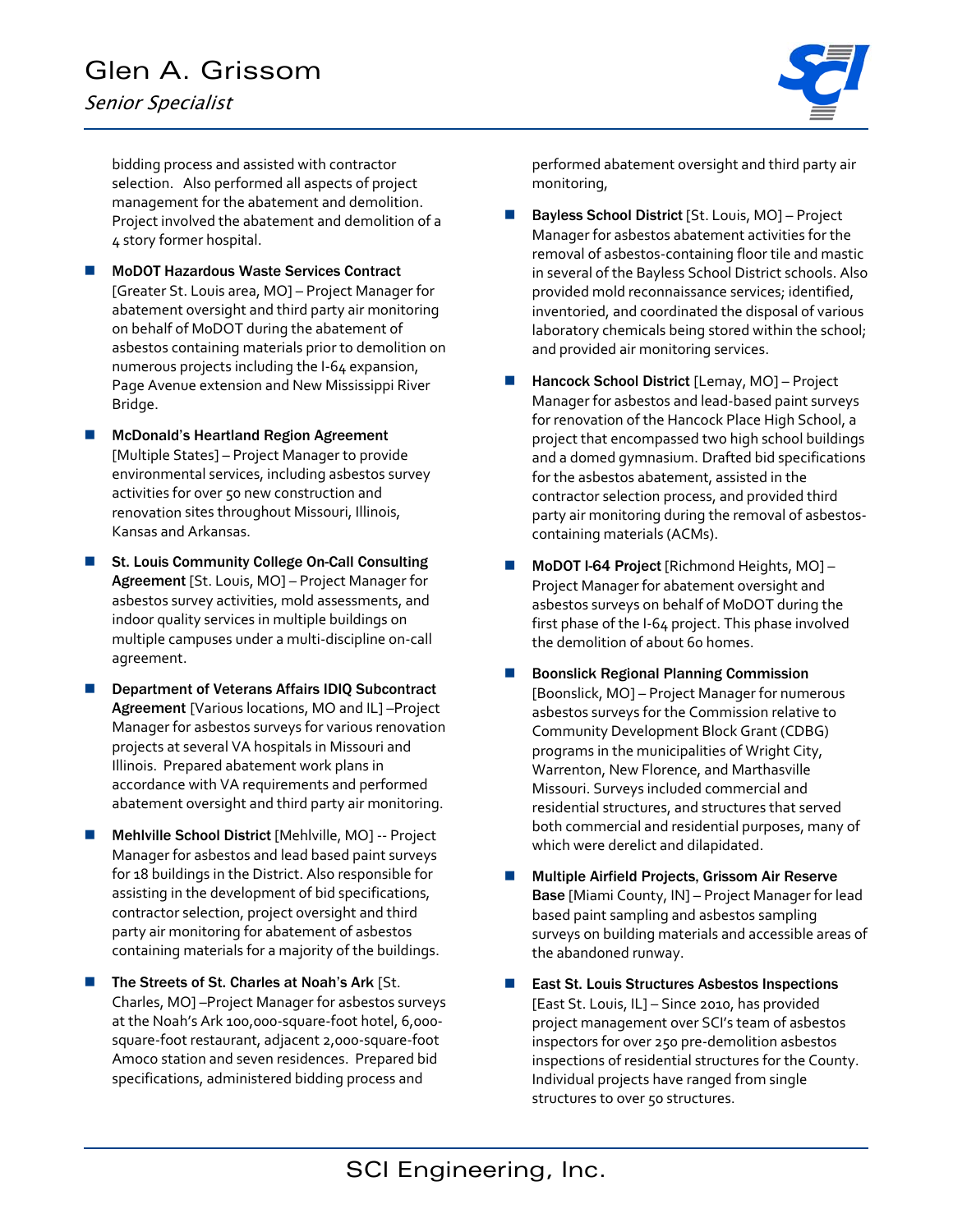bidding process and assisted with contractor selection. Also performed all aspects of project management for the abatement and demolition. Project involved the abatement and demolition of a 4 story former hospital.

- **MoDOT Hazardous Waste Services Contract** [Greater St. Louis area, MO] – Project Manager for abatement oversight and third party air monitoring on behalf of MoDOT during the abatement of asbestos containing materials prior to demolition on numerous projects including the I-64 expansion, Page Avenue extension and New Mississippi River Bridge.

- **McDonald's Heartland Region Agreement** [Multiple States] – Project Manager to provide environmental services, including asbestos survey activities for over 50 new construction and renovation sites throughout Missouri, Illinois, Kansas and Arkansas.

- **St. Louis Community College On-Call Consulting Agreement** [St. Louis, MO] – Project Manager for asbestos survey activities, mold assessments, and indoor quality services in multiple buildings on multiple campuses under a multi-discipline on-call agreement.

- **Department of Veterans Affairs IDIQ Subcontract Agreement** [Various locations, MO and IL] –Project Manager for asbestos surveys for various renovation projects at several VA hospitals in Missouri and Illinois. Prepared abatement work plans in accordance with VA requirements and performed abatement oversight and third party air monitoring.

- **Mehlville School District** [Mehlville, MO] -- Project Manager for asbestos and lead based paint surveys for 18 buildings in the District. Also responsible for assisting in the development of bid specifications, contractor selection, project oversight and third party air monitoring for abatement of asbestos containing materials for a majority of the buildings.

- **The Streets of St. Charles at Noah's Ark** [St. Charles, MO] –Project Manager for asbestos surveys at the Noah's Ark 100,000-square-foot hotel, 6,000-square-foot restaurant, adjacent 2,000-square-foot Amoco station and seven residences. Prepared bid specifications, administered bidding process and performed abatement oversight and third party air monitoring,

- **Bayless School District** [St. Louis, MO] – Project Manager for asbestos abatement activities for the removal of asbestos-containing floor tile and mastic in several of the Bayless School District schools. Also provided mold reconnaissance services; identified, inventoried, and coordinated the disposal of various laboratory chemicals being stored within the school; and provided air monitoring services.

- **Hancock School District** [Lemay, MO] – Project Manager for asbestos and lead-based paint surveys for renovation of the Hancock Place High School, a project that encompassed two high school buildings and a domed gymnasium. Drafted bid specifications for the asbestos abatement, assisted in the contractor selection process, and provided third party air monitoring during the removal of asbestos-containing materials (ACMs).

- **MoDOT I-64 Project** [Richmond Heights, MO] – Project Manager for abatement oversight and asbestos surveys on behalf of MoDOT during the first phase of the I-64 project. This phase involved the demolition of about 60 homes.

- **Boonslick Regional Planning Commission** [Boonslick, MO] – Project Manager for numerous asbestos surveys for the Commission relative to Community Development Block Grant (CDBG) programs in the municipalities of Wright City, Warrenton, New Florence, and Marthasville Missouri. Surveys included commercial and residential structures, and structures that served both commercial and residential purposes, many of which were derelict and dilapidated.

- **Multiple Airfield Projects, Grissom Air Reserve Base** [Miami County, IN] – Project Manager for lead based paint sampling and asbestos sampling surveys on building materials and accessible areas of the abandoned runway.

- **East St. Louis Structures Asbestos Inspections** [East St. Louis, IL] – Since 2010, has provided project management over SCI's team of asbestos inspectors for over 250 pre-demolition asbestos inspections of residential structures for the County. Individual projects have ranged from single structures to over 50 structures.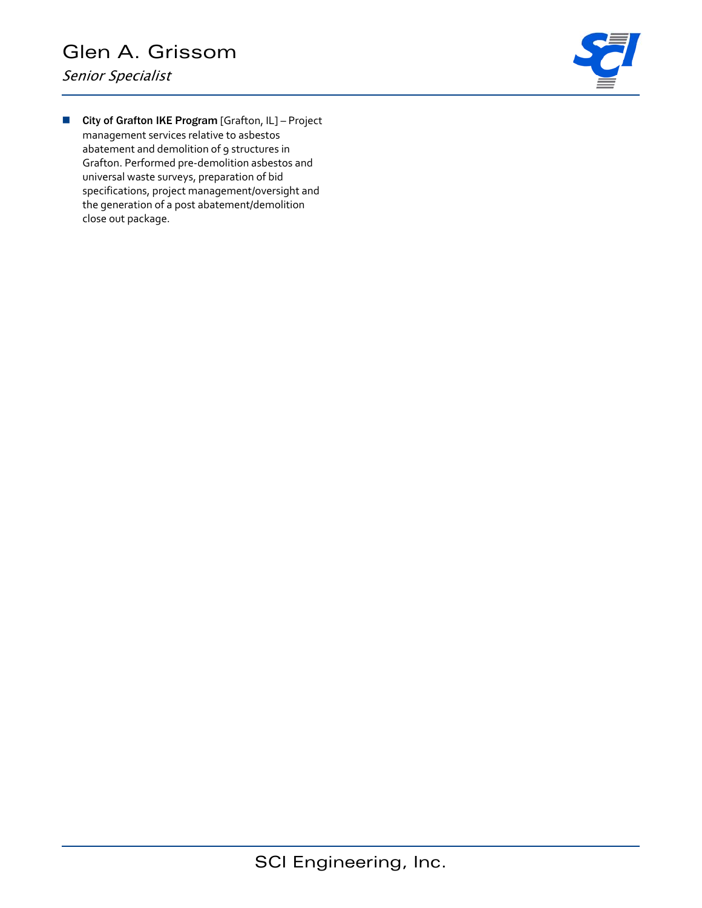- **City of Grafton IKE Program** [Grafton, IL] – Project management services relative to asbestos abatement and demolition of 9 structures in Grafton. Performed pre-demolition asbestos and universal waste surveys, preparation of bid specifications, project management/oversight and the generation of a post abatement/demolition close out package.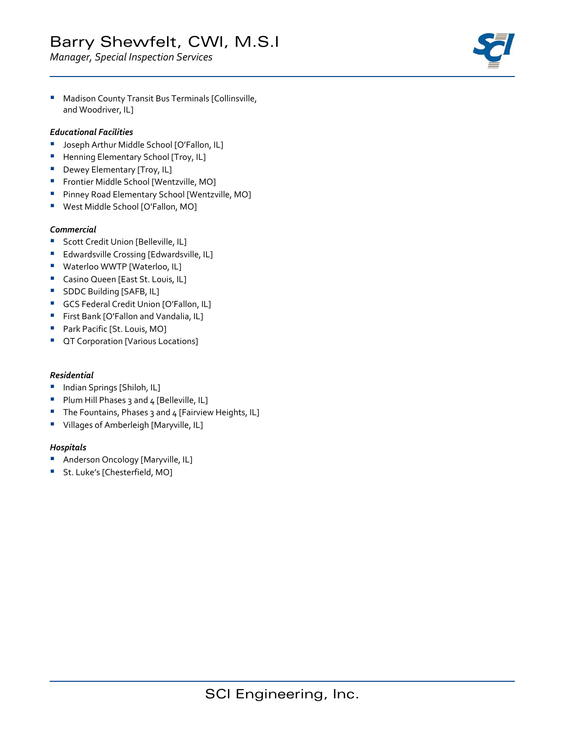- Madison County Transit Bus Terminals [Collinsville, and Woodriver, IL]

***Educational Facilities***

- Joseph Arthur Middle School [O'Fallon, IL]
- Henning Elementary School [Troy, IL]
- Dewey Elementary [Troy, IL]
- Frontier Middle School [Wentzville, MO]
- Pinney Road Elementary School [Wentzville, MO]
- West Middle School [O'Fallon, MO]

***Commercial***

- Scott Credit Union [Belleville, IL]
- Edwardsville Crossing [Edwardsville, IL]
- Waterloo WWTP [Waterloo, IL]
- Casino Queen [East St. Louis, IL]
- SDDC Building [SAFB, IL]
- GCS Federal Credit Union [O'Fallon, IL]
- First Bank [O'Fallon and Vandalia, IL]
- Park Pacific [St. Louis, MO]
- QT Corporation [Various Locations]

***Residential***

- Indian Springs [Shiloh, IL]
- Plum Hill Phases 3 and 4 [Belleville, IL]
- The Fountains, Phases 3 and 4 [Fairview Heights, IL]
- Villages of Amberleigh [Maryville, IL]

***Hospitals***

- Anderson Oncology [Maryville, IL]
- St. Luke's [Chesterfield, MO]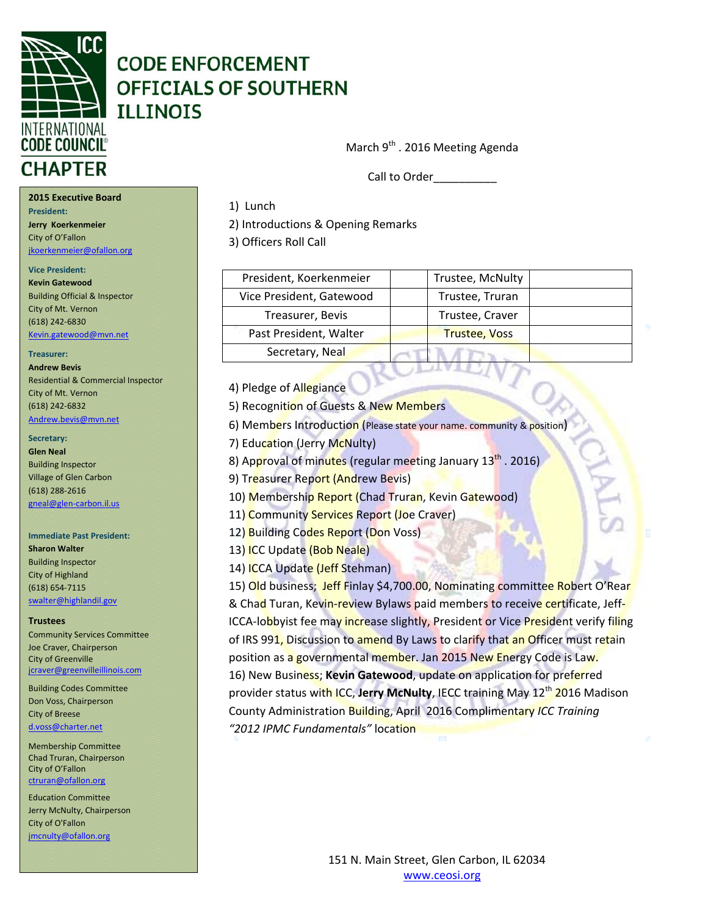# CODE ENFORCEMENT OFFICIALS OF SOUTHERN ILLINOIS

INTERNATIONAL CODE COUNCIL® CHAPTER

March 9th . 2016 Meeting Agenda

Call to Order__________

1) Lunch
2) Introductions & Opening Remarks
3) Officers Roll Call

| President, Koerkenmeier | | Trustee, McNulty | |
|---|---|---|---|
| Vice President, Gatewood | | Trustee, Truran | |
| Treasurer, Bevis | | Trustee, Craver | |
| Past President, Walter | | Trustee, Voss | |
| Secretary, Neal | | | |

4) Pledge of Allegiance
5) Recognition of Guests & New Members
6) Members Introduction (Please state your name. community & position)
7) Education (Jerry McNulty)
8) Approval of minutes (regular meeting January 13th . 2016)
9) Treasurer Report (Andrew Bevis)
10) Membership Report (Chad Truran, Kevin Gatewood)
11) Community Services Report (Joe Craver)
12) Building Codes Report (Don Voss)
13) ICC Update (Bob Neale)
14) ICCA Update (Jeff Stehman)
15) Old business; Jeff Finlay $4,700.00, Nominating committee Robert O'Rear & Chad Turan, Kevin-review Bylaws paid members to receive certificate, Jeff-ICCA-lobbyist fee may increase slightly, President or Vice President verify filing of IRS 991, Discussion to amend By Laws to clarify that an Officer must retain position as a governmental member. Jan 2015 New Energy Code is Law.
16) New Business; **Kevin Gatewood**, update on application for preferred provider status with ICC, **Jerry McNulty**, IECC training May 12th 2016 Madison County Administration Building, April 2016 Complimentary *ICC Training "2012 IPMC Fundamentals"* location

**2015 Executive Board**

**President:**
**Jerry Koerkenmeier**
City of O'Fallon
jkoerkenmeier@ofallon.org

**Vice President:**
**Kevin Gatewood**
Building Official & Inspector
City of Mt. Vernon
(618) 242-6830
Kevin.gatewood@mvn.net

**Treasurer:**
**Andrew Bevis**
Residential & Commercial Inspector
City of Mt. Vernon
(618) 242-6832
Andrew.bevis@mvn.net

**Secretary:**
**Glen Neal**
Building Inspector
Village of Glen Carbon
(618) 288-2616
gneal@glen-carbon.il.us

**Immediate Past President:**
**Sharon Walter**
Building Inspector
City of Highland
(618) 654-7115
swalter@highlandil.gov

**Trustees**

Community Services Committee
Joe Craver, Chairperson
City of Greenville
jcraver@greenvilleillinois.com

Building Codes Committee
Don Voss, Chairperson
City of Breese
d.voss@charter.net

Membership Committee
Chad Truran, Chairperson
City of O'Fallon
ctruran@ofallon.org

Education Committee
Jerry McNulty, Chairperson
City of O'Fallon
jmcnulty@ofallon.org

151 N. Main Street, Glen Carbon, IL 62034
www.ceosi.org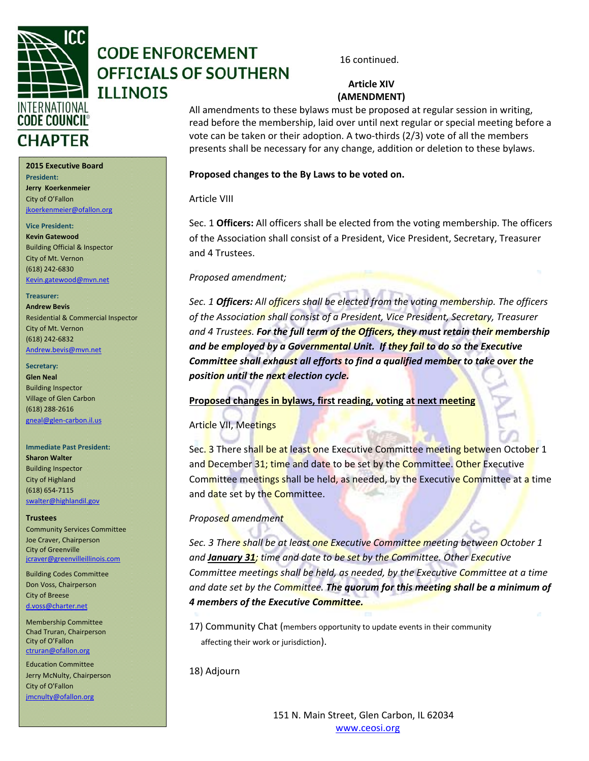# CODE ENFORCEMENT OFFICIALS OF SOUTHERN ILLINOIS

INTERNATIONAL CODE COUNCIL CHAPTER

**2015 Executive Board**

**President:**
**Jerry Koerkenmeier**
City of O'Fallon
jkoerkenmeier@ofallon.org

**Vice President:**
**Kevin Gatewood**
Building Official & Inspector
City of Mt. Vernon
(618) 242-6830
Kevin.gatewood@mvn.net

**Treasurer:**
**Andrew Bevis**
Residential & Commercial Inspector
City of Mt. Vernon
(618) 242-6832
Andrew.bevis@mvn.net

**Secretary:**
**Glen Neal**
Building Inspector
Village of Glen Carbon
(618) 288-2616
gneal@glen-carbon.il.us

**Immediate Past President:**
**Sharon Walter**
Building Inspector
City of Highland
(618) 654-7115
swalter@highlandil.gov

**Trustees**

Community Services Committee
Joe Craver, Chairperson
City of Greenville
jcraver@greenvilleillinois.com

Building Codes Committee
Don Voss, Chairperson
City of Breese
d.voss@charter.net

Membership Committee
Chad Truran, Chairperson
City of O'Fallon
ctruran@ofallon.org

Education Committee
Jerry McNulty, Chairperson
City of O'Fallon
jmcnulty@ofallon.org

16 continued.

**Article XIV**
**(AMENDMENT)**

All amendments to these bylaws must be proposed at regular session in writing, read before the membership, laid over until next regular or special meeting before a vote can be taken or their adoption. A two-thirds (2/3) vote of all the members presents shall be necessary for any change, addition or deletion to these bylaws.

**Proposed changes to the By Laws to be voted on.**

Article VIII

Sec. 1 **Officers:** All officers shall be elected from the voting membership. The officers of the Association shall consist of a President, Vice President, Secretary, Treasurer and 4 Trustees.

*Proposed amendment;*

*Sec. 1* ***Officers:*** *All officers shall be elected from the voting membership. The officers of the Association shall consist of a President, Vice President, Secretary, Treasurer and 4 Trustees.* ***For the full term of the Officers, they must retain their membership and be employed by a Governmental Unit. If they fail to do so the Executive Committee shall exhaust all efforts to find a qualified member to take over the position until the next election cycle.***

**<u>Proposed changes in bylaws, first reading, voting at next meeting</u>**

Article VII, Meetings

Sec. 3 There shall be at least one Executive Committee meeting between October 1 and December 31; time and date to be set by the Committee. Other Executive Committee meetings shall be held, as needed, by the Executive Committee at a time and date set by the Committee.

*Proposed amendment*

*Sec. 3 There shall be at least one Executive Committee meeting between October 1 and* ***<u>January 31</u>****; time and date to be set by the Committee. Other Executive Committee meetings shall be held, as needed, by the Executive Committee at a time and date set by the Committee.* ***The quorum for this meeting shall be a minimum of 4 members of the Executive Committee.***

17) Community Chat (members opportunity to update events in their community affecting their work or jurisdiction).

18) Adjourn

151 N. Main Street, Glen Carbon, IL 62034
www.ceosi.org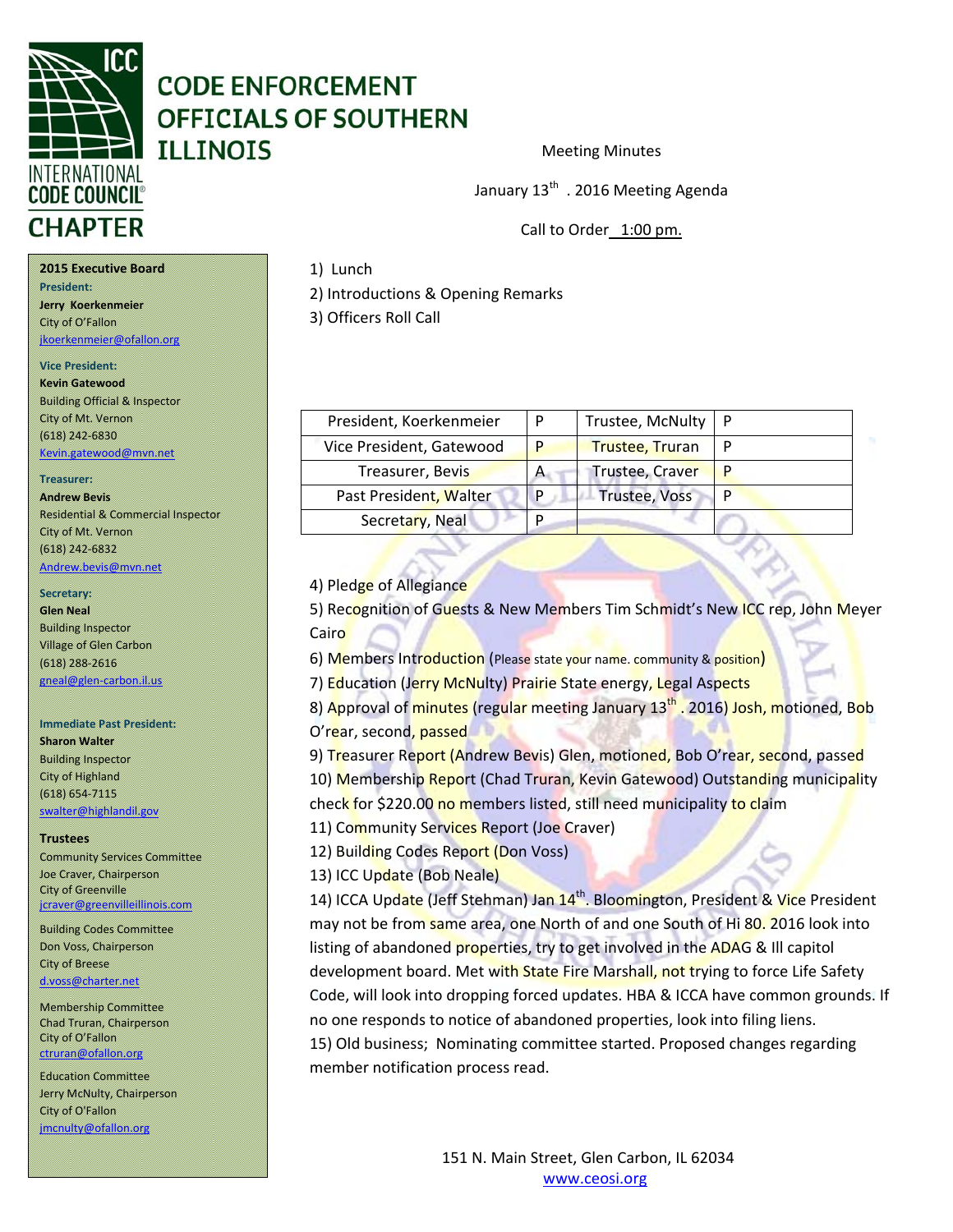# CODE ENFORCEMENT OFFICIALS OF SOUTHERN ILLINOIS

INTERNATIONAL CODE COUNCIL® CHAPTER

**2015 Executive Board**

**President:**
**Jerry Koerkenmeier**
City of O'Fallon
jkoerkenmeier@ofallon.org

**Vice President:**
**Kevin Gatewood**
Building Official & Inspector
City of Mt. Vernon
(618) 242-6830
Kevin.gatewood@mvn.net

**Treasurer:**
**Andrew Bevis**
Residential & Commercial Inspector
City of Mt. Vernon
(618) 242-6832
Andrew.bevis@mvn.net

**Secretary:**
**Glen Neal**
Building Inspector
Village of Glen Carbon
(618) 288-2616
gneal@glen-carbon.il.us

**Immediate Past President:**
**Sharon Walter**
Building Inspector
City of Highland
(618) 654-7115
swalter@highlandil.gov

**Trustees**

Community Services Committee
Joe Craver, Chairperson
City of Greenville
jcraver@greenvilleillinois.com

Building Codes Committee
Don Voss, Chairperson
City of Breese
d.voss@charter.net

Membership Committee
Chad Truran, Chairperson
City of O'Fallon
ctruran@ofallon.org

Education Committee
Jerry McNulty, Chairperson
City of O'Fallon
jmcnulty@ofallon.org

Meeting Minutes

January 13th . 2016 Meeting Agenda

Call to Order 1:00 pm.

1) Lunch
2) Introductions & Opening Remarks
3) Officers Roll Call

| | | | |
|---|---|---|---|
| President, Koerkenmeier | P | Trustee, McNulty | P |
| Vice President, Gatewood | P | Trustee, Truran | P |
| Treasurer, Bevis | A | Trustee, Craver | P |
| Past President, Walter | P | Trustee, Voss | P |
| Secretary, Neal | P | | |

4) Pledge of Allegiance
5) Recognition of Guests & New Members Tim Schmidt's New ICC rep, John Meyer Cairo
6) Members Introduction (Please state your name. community & position)
7) Education (Jerry McNulty) Prairie State energy, Legal Aspects
8) Approval of minutes (regular meeting January 13th . 2016) Josh, motioned, Bob O'rear, second, passed
9) Treasurer Report (Andrew Bevis) Glen, motioned, Bob O'rear, second, passed
10) Membership Report (Chad Truran, Kevin Gatewood) Outstanding municipality check for $220.00 no members listed, still need municipality to claim
11) Community Services Report (Joe Craver)
12) Building Codes Report (Don Voss)
13) ICC Update (Bob Neale)
14) ICCA Update (Jeff Stehman) Jan 14th. Bloomington, President & Vice President may not be from same area, one North of and one South of Hi 80. 2016 look into listing of abandoned properties, try to get involved in the ADAG & Ill capitol development board. Met with State Fire Marshall, not trying to force Life Safety Code, will look into dropping forced updates. HBA & ICCA have common grounds. If no one responds to notice of abandoned properties, look into filing liens.
15) Old business; Nominating committee started. Proposed changes regarding member notification process read.

151 N. Main Street, Glen Carbon, IL 62034
www.ceosi.org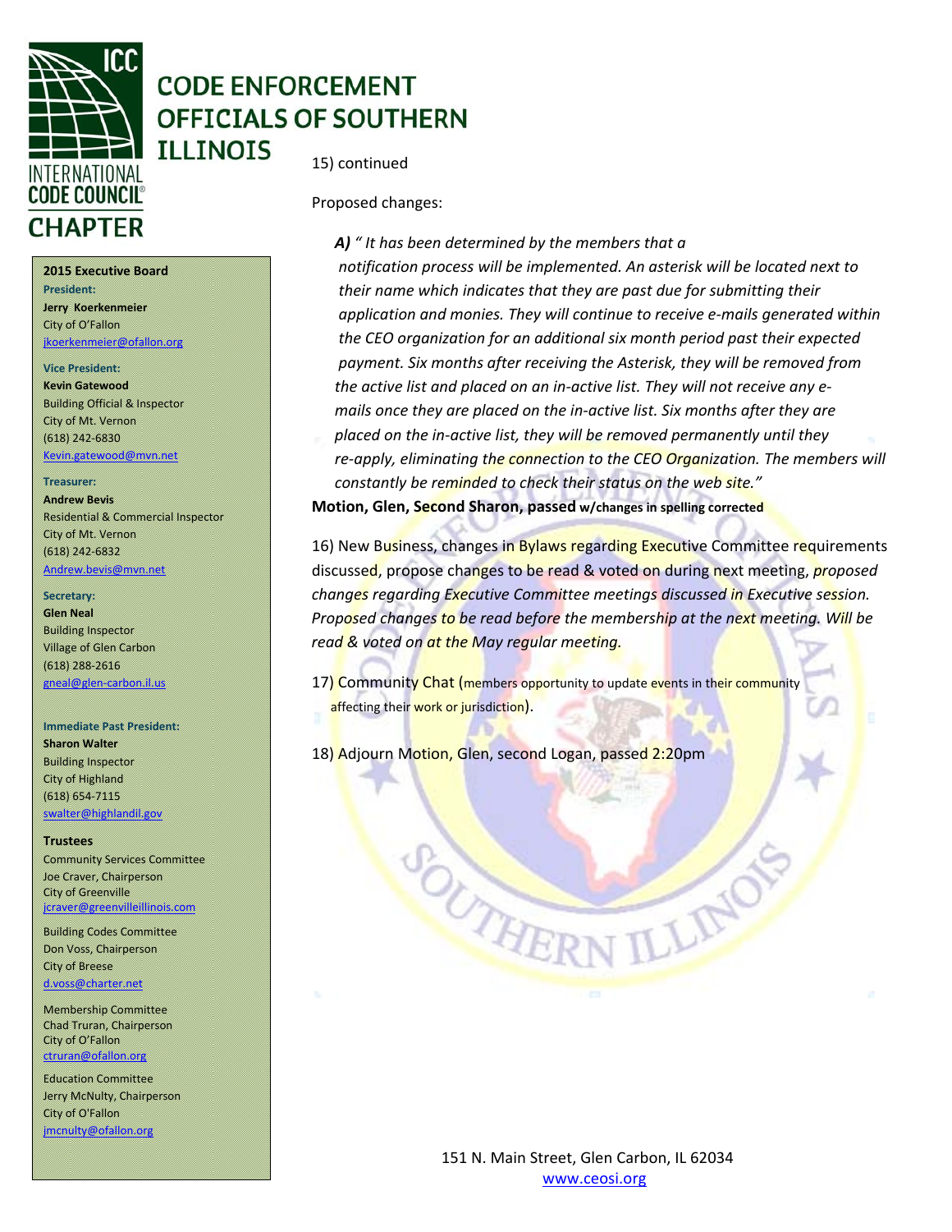# CODE ENFORCEMENT OFFICIALS OF SOUTHERN ILLINOIS

INTERNATIONAL CODE COUNCIL® CHAPTER

**2015 Executive Board**

**President:**
**Jerry Koerkenmeier**
City of O'Fallon
jkoerkenmeier@ofallon.org

**Vice President:**
**Kevin Gatewood**
Building Official & Inspector
City of Mt. Vernon
(618) 242-6830
Kevin.gatewood@mvn.net

**Treasurer:**
**Andrew Bevis**
Residential & Commercial Inspector
City of Mt. Vernon
(618) 242-6832
Andrew.bevis@mvn.net

**Secretary:**
**Glen Neal**
Building Inspector
Village of Glen Carbon
(618) 288-2616
gneal@glen-carbon.il.us

**Immediate Past President:**
**Sharon Walter**
Building Inspector
City of Highland
(618) 654-7115
swalter@highlandil.gov

**Trustees**

Community Services Committee
Joe Craver, Chairperson
City of Greenville
jcraver@greenvilleillinois.com

Building Codes Committee
Don Voss, Chairperson
City of Breese
d.voss@charter.net

Membership Committee
Chad Truran, Chairperson
City of O'Fallon
ctruran@ofallon.org

Education Committee
Jerry McNulty, Chairperson
City of O'Fallon
jmcnulty@ofallon.org

15) continued

Proposed changes:

***A)*** *" It has been determined by the members that a notification process will be implemented. An asterisk will be located next to their name which indicates that they are past due for submitting their application and monies. They will continue to receive e-mails generated within the CEO organization for an additional six month period past their expected payment. Six months after receiving the Asterisk, they will be removed from the active list and placed on an in-active list. They will not receive any e-mails once they are placed on the in-active list. Six months after they are placed on the in-active list, they will be removed permanently until they re-apply, eliminating the connection to the CEO Organization. The members will constantly be reminded to check their status on the web site."*

**Motion, Glen, Second Sharon, passed w/changes in spelling corrected**

16) New Business, changes in Bylaws regarding Executive Committee requirements discussed, propose changes to be read & voted on during next meeting, *proposed changes regarding Executive Committee meetings discussed in Executive session. Proposed changes to be read before the membership at the next meeting. Will be read & voted on at the May regular meeting.*

17) Community Chat (members opportunity to update events in their community affecting their work or jurisdiction).

18) Adjourn Motion, Glen, second Logan, passed 2:20pm

151 N. Main Street, Glen Carbon, IL 62034
www.ceosi.org